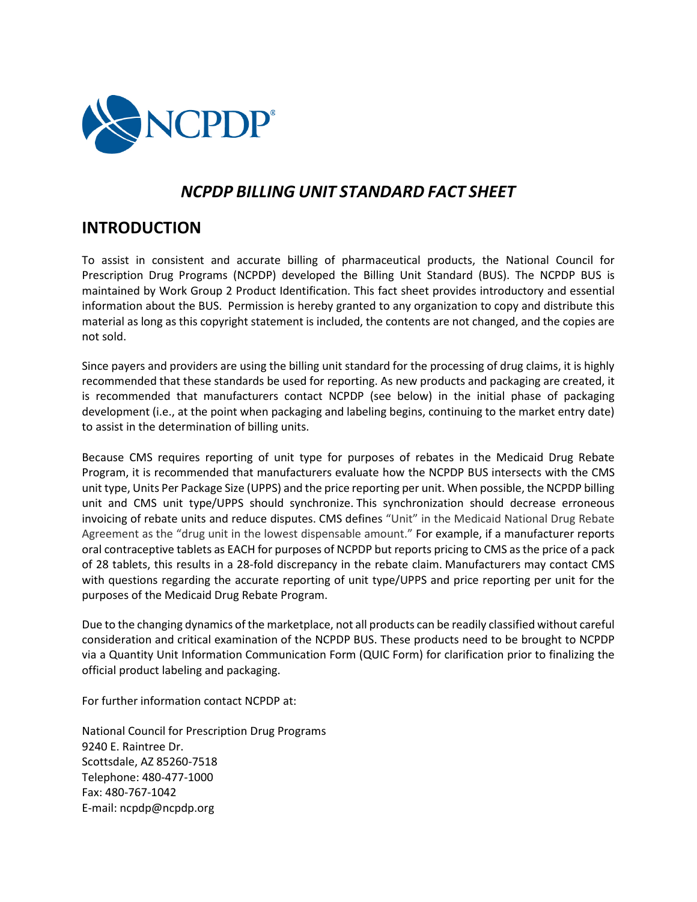# *NCPDP BILLING UNIT STANDARD FACT SHEET*

## INTRODUCTION

To assist in consistent and accurate billing of pharmaceutical products, the National Council for Prescription Drug Programs (NCPDP) developed the Billing Unit Standard (BUS). The NCPDP BUS is maintained by Work Group 2 Product Identification. This fact sheet provides introductory and essential information about the BUS. Permission is hereby granted to any organization to copy and distribute this material as long as this copyright statement is included, the contents are not changed, and the copies are not sold.

Since payers and providers are using the billing unit standard for the processing of drug claims, it is highly recommended that these standards be used for reporting. As new products and packaging are created, it is recommended that manufacturers contact NCPDP (see below) in the initial phase of packaging development (i.e., at the point when packaging and labeling begins, continuing to the market entry date) to assist in the determination of billing units.

Because CMS requires reporting of unit type for purposes of rebates in the Medicaid Drug Rebate Program, it is recommended that manufacturers evaluate how the NCPDP BUS intersects with the CMS unit type, Units Per Package Size (UPPS) and the price reporting per unit. When possible, the NCPDP billing unit and CMS unit type/UPPS should synchronize. This synchronization should decrease erroneous invoicing of rebate units and reduce disputes. CMS defines "Unit" in the Medicaid National Drug Rebate Agreement as the "drug unit in the lowest dispensable amount." For example, if a manufacturer reports oral contraceptive tablets as EACH for purposes of NCPDP but reports pricing to CMS as the price of a pack of 28 tablets, this results in a 28-fold discrepancy in the rebate claim. Manufacturers may contact CMS with questions regarding the accurate reporting of unit type/UPPS and price reporting per unit for the purposes of the Medicaid Drug Rebate Program.

Due to the changing dynamics of the marketplace, not all products can be readily classified without careful consideration and critical examination of the NCPDP BUS. These products need to be brought to NCPDP via a Quantity Unit Information Communication Form (QUIC Form) for clarification prior to finalizing the official product labeling and packaging.

For further information contact NCPDP at:

National Council for Prescription Drug Programs
9240 E. Raintree Dr.
Scottsdale, AZ 85260-7518
Telephone: 480-477-1000
Fax: 480-767-1042
E-mail: ncpdp@ncpdp.org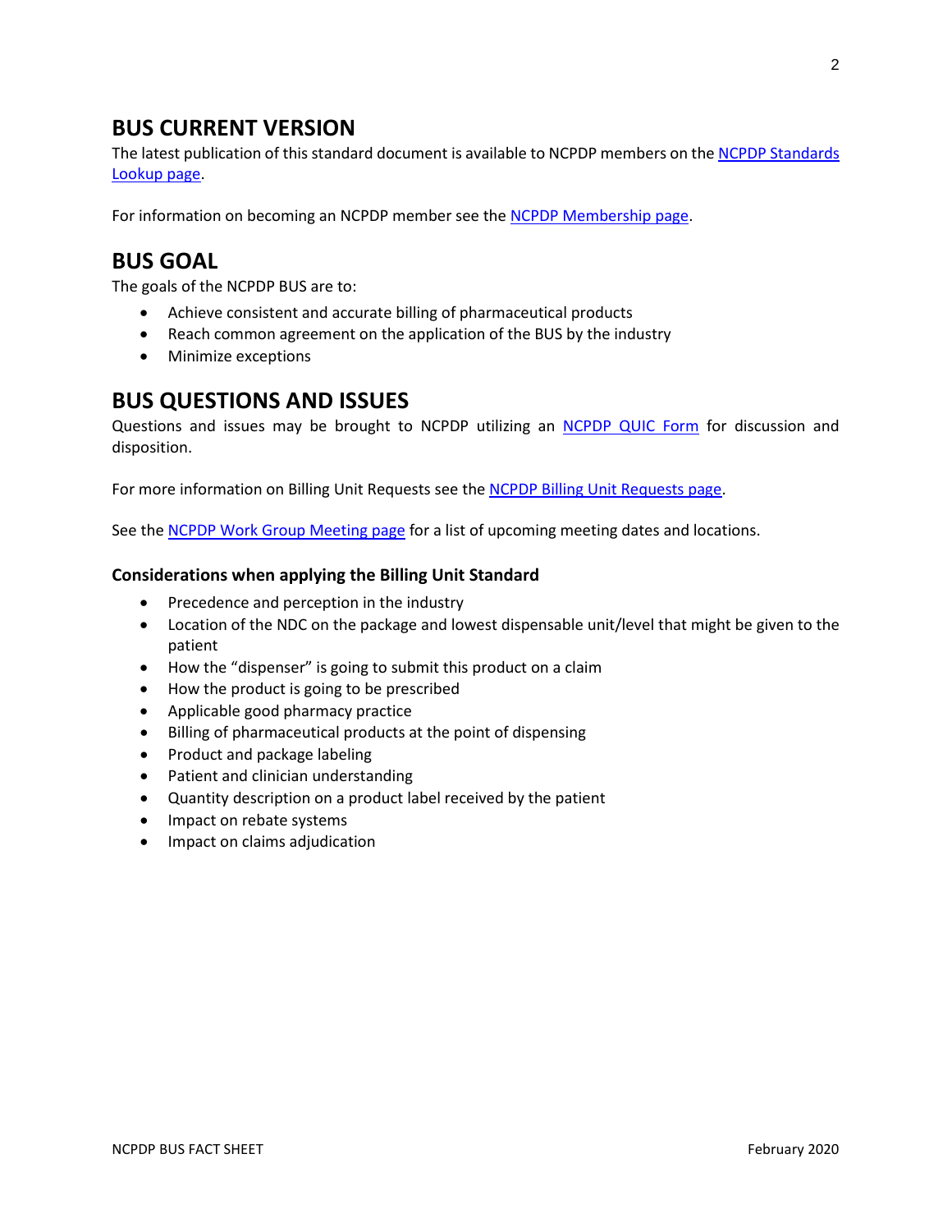## BUS CURRENT VERSION

The latest publication of this standard document is available to NCPDP members on the NCPDP Standards Lookup page.

For information on becoming an NCPDP member see the NCPDP Membership page.

## BUS GOAL

The goals of the NCPDP BUS are to:

- Achieve consistent and accurate billing of pharmaceutical products
- Reach common agreement on the application of the BUS by the industry
- Minimize exceptions

## BUS QUESTIONS AND ISSUES

Questions and issues may be brought to NCPDP utilizing an NCPDP QUIC Form for discussion and disposition.

For more information on Billing Unit Requests see the NCPDP Billing Unit Requests page.

See the NCPDP Work Group Meeting page for a list of upcoming meeting dates and locations.

### Considerations when applying the Billing Unit Standard

- Precedence and perception in the industry
- Location of the NDC on the package and lowest dispensable unit/level that might be given to the patient
- How the "dispenser" is going to submit this product on a claim
- How the product is going to be prescribed
- Applicable good pharmacy practice
- Billing of pharmaceutical products at the point of dispensing
- Product and package labeling
- Patient and clinician understanding
- Quantity description on a product label received by the patient
- Impact on rebate systems
- Impact on claims adjudication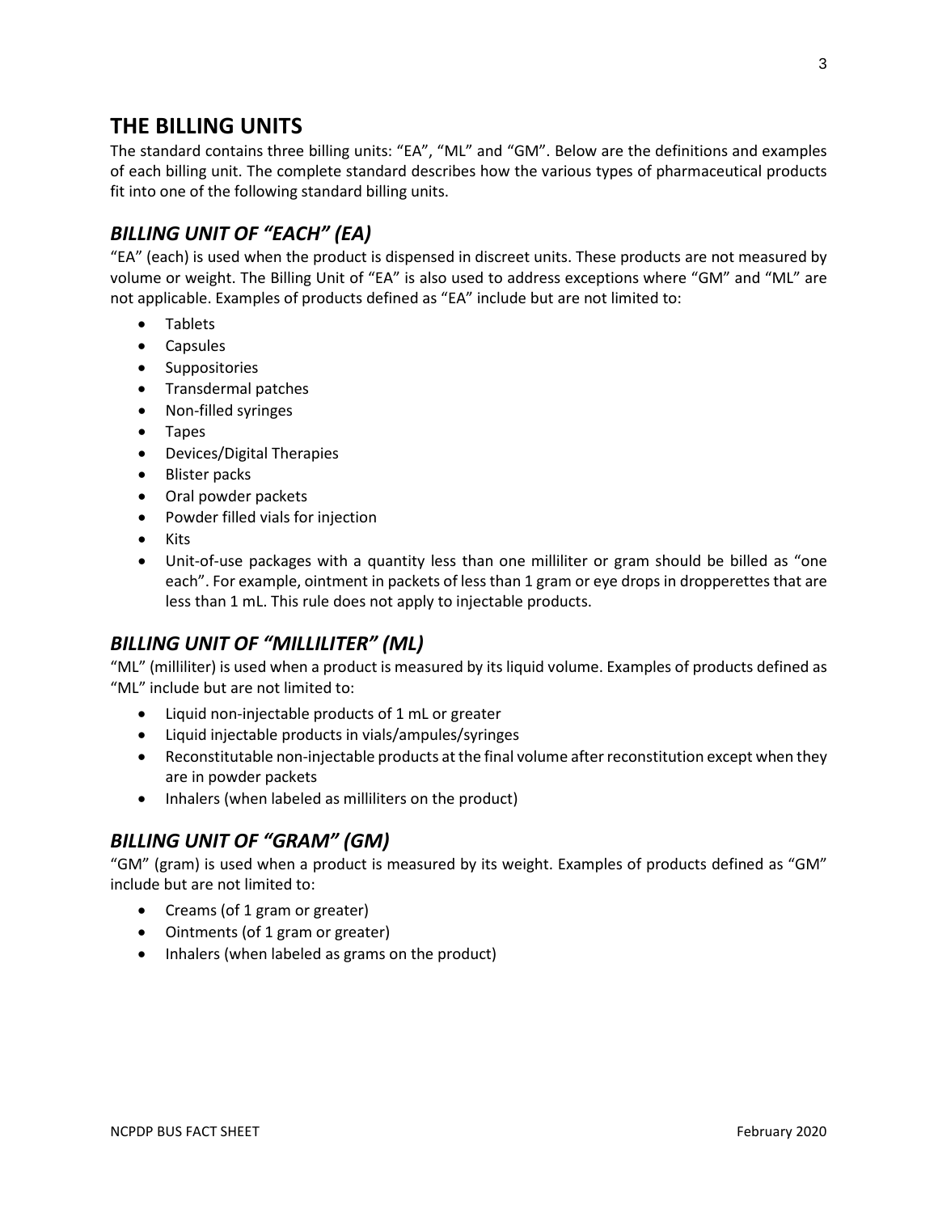## THE BILLING UNITS

The standard contains three billing units: “EA”, “ML” and “GM”. Below are the definitions and examples of each billing unit. The complete standard describes how the various types of pharmaceutical products fit into one of the following standard billing units.

### *BILLING UNIT OF “EACH” (EA)*

“EA” (each) is used when the product is dispensed in discreet units. These products are not measured by volume or weight. The Billing Unit of “EA” is also used to address exceptions where “GM” and “ML” are not applicable. Examples of products defined as “EA” include but are not limited to:

- Tablets
- Capsules
- Suppositories
- Transdermal patches
- Non-filled syringes
- Tapes
- Devices/Digital Therapies
- Blister packs
- Oral powder packets
- Powder filled vials for injection
- Kits
- Unit-of-use packages with a quantity less than one milliliter or gram should be billed as “one each”. For example, ointment in packets of less than 1 gram or eye drops in dropperettes that are less than 1 mL. This rule does not apply to injectable products.

### *BILLING UNIT OF “MILLILITER” (ML)*

“ML” (milliliter) is used when a product is measured by its liquid volume. Examples of products defined as “ML” include but are not limited to:

- Liquid non-injectable products of 1 mL or greater
- Liquid injectable products in vials/ampules/syringes
- Reconstitutable non-injectable products at the final volume after reconstitution except when they are in powder packets
- Inhalers (when labeled as milliliters on the product)

### *BILLING UNIT OF “GRAM” (GM)*

“GM” (gram) is used when a product is measured by its weight. Examples of products defined as “GM” include but are not limited to:

- Creams (of 1 gram or greater)
- Ointments (of 1 gram or greater)
- Inhalers (when labeled as grams on the product)